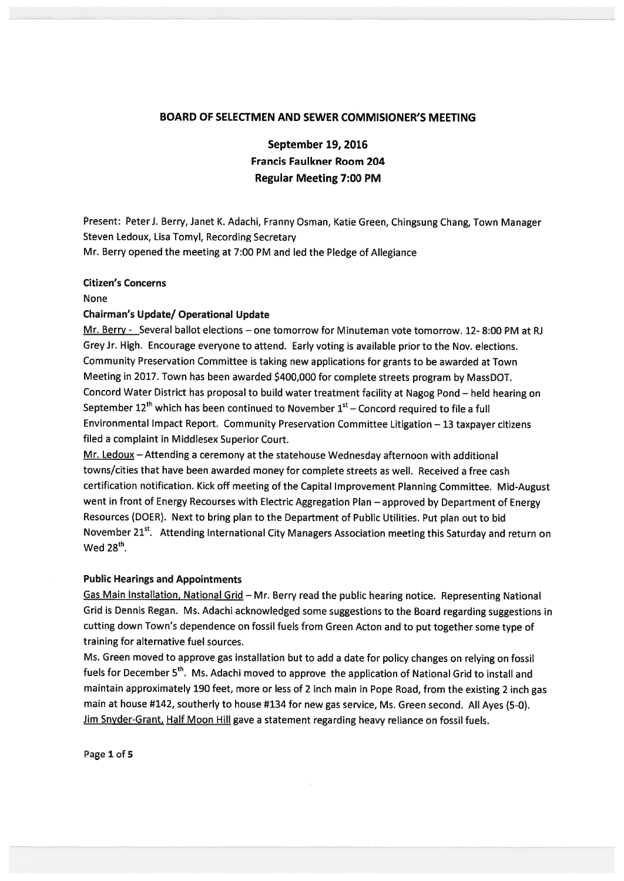# BOARD OF SELECTMEN AND SEWER COMMISIONER'S MEETING

## September 19, 2016
## Francis Faulkner Room 204
## Regular Meeting 7:00 PM

Present: Peter J. Berry, Janet K. Adachi, Franny Osman, Katie Green, Chingsung Chang, Town Manager Steven Ledoux, Lisa Tomyl, Recording Secretary

Mr. Berry opened the meeting at 7:00 PM and led the Pledge of Allegiance

**Citizen's Concerns**

None

**Chairman's Update/ Operational Update**

Mr. Berry - Several ballot elections – one tomorrow for Minuteman vote tomorrow. 12- 8:00 PM at RJ Grey Jr. High. Encourage everyone to attend. Early voting is available prior to the Nov. elections. Community Preservation Committee is taking new applications for grants to be awarded at Town Meeting in 2017. Town has been awarded $400,000 for complete streets program by MassDOT. Concord Water District has proposal to build water treatment facility at Nagog Pond – held hearing on September 12th which has been continued to November 1st – Concord required to file a full Environmental Impact Report. Community Preservation Committee Litigation – 13 taxpayer citizens filed a complaint in Middlesex Superior Court.

Mr. Ledoux – Attending a ceremony at the statehouse Wednesday afternoon with additional towns/cities that have been awarded money for complete streets as well. Received a free cash certification notification. Kick off meeting of the Capital Improvement Planning Committee. Mid-August went in front of Energy Recourses with Electric Aggregation Plan – approved by Department of Energy Resources (DOER). Next to bring plan to the Department of Public Utilities. Put plan out to bid November 21st. Attending International City Managers Association meeting this Saturday and return on Wed 28th.

**Public Hearings and Appointments**

Gas Main Installation, National Grid – Mr. Berry read the public hearing notice. Representing National Grid is Dennis Regan. Ms. Adachi acknowledged some suggestions to the Board regarding suggestions in cutting down Town's dependence on fossil fuels from Green Acton and to put together some type of training for alternative fuel sources.

Ms. Green moved to approve gas installation but to add a date for policy changes on relying on fossil fuels for December 5th. Ms. Adachi moved to approve the application of National Grid to install and maintain approximately 190 feet, more or less of 2 inch main in Pope Road, from the existing 2 inch gas main at house #142, southerly to house #134 for new gas service, Ms. Green second. All Ayes (5-0).

Jim Snyder-Grant, Half Moon Hill gave a statement regarding heavy reliance on fossil fuels.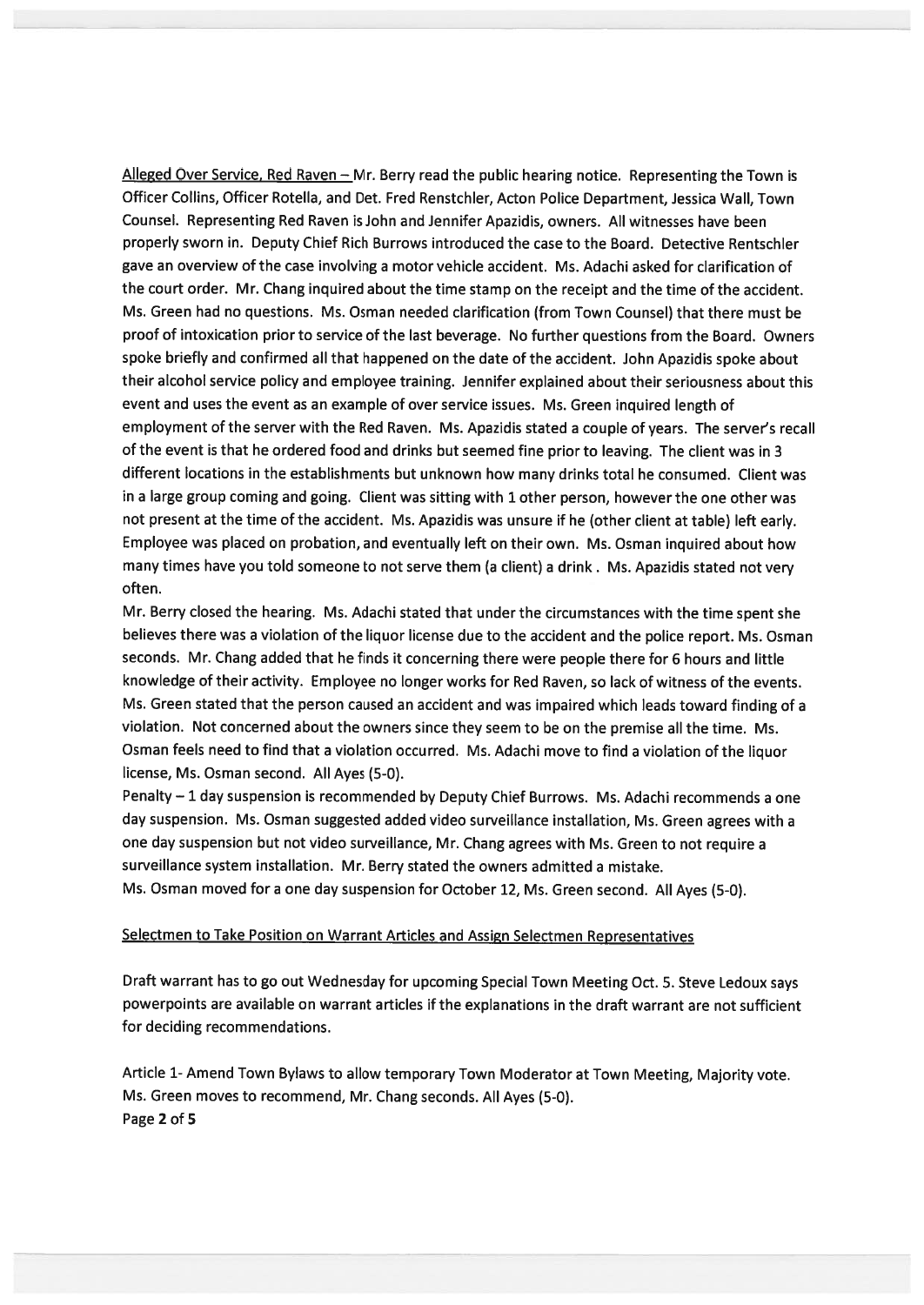Alleged Over Service, Red Raven – Mr. Berry read the public hearing notice. Representing the Town is Officer Collins, Officer Rotella, and Det. Fred Renstchler, Acton Police Department, Jessica Wall, Town Counsel. Representing Red Raven is John and Jennifer Apazidis, owners. All witnesses have been properly sworn in. Deputy Chief Rich Burrows introduced the case to the Board. Detective Rentschler gave an overview of the case involving a motor vehicle accident. Ms. Adachi asked for clarification of the court order. Mr. Chang inquired about the time stamp on the receipt and the time of the accident. Ms. Green had no questions. Ms. Osman needed clarification (from Town Counsel) that there must be proof of intoxication prior to service of the last beverage. No further questions from the Board. Owners spoke briefly and confirmed all that happened on the date of the accident. John Apazidis spoke about their alcohol service policy and employee training. Jennifer explained about their seriousness about this event and uses the event as an example of over service issues. Ms. Green inquired length of employment of the server with the Red Raven. Ms. Apazidis stated a couple of years. The server's recall of the event is that he ordered food and drinks but seemed fine prior to leaving. The client was in 3 different locations in the establishments but unknown how many drinks total he consumed. Client was in a large group coming and going. Client was sitting with 1 other person, however the one other was not present at the time of the accident. Ms. Apazidis was unsure if he (other client at table) left early. Employee was placed on probation, and eventually left on their own. Ms. Osman inquired about how many times have you told someone to not serve them (a client) a drink . Ms. Apazidis stated not very often.

Mr. Berry closed the hearing. Ms. Adachi stated that under the circumstances with the time spent she believes there was a violation of the liquor license due to the accident and the police report. Ms. Osman seconds. Mr. Chang added that he finds it concerning there were people there for 6 hours and little knowledge of their activity. Employee no longer works for Red Raven, so lack of witness of the events. Ms. Green stated that the person caused an accident and was impaired which leads toward finding of a violation. Not concerned about the owners since they seem to be on the premise all the time. Ms. Osman feels need to find that a violation occurred. Ms. Adachi move to find a violation of the liquor license, Ms. Osman second. All Ayes (5-0).

Penalty – 1 day suspension is recommended by Deputy Chief Burrows. Ms. Adachi recommends a one day suspension. Ms. Osman suggested added video surveillance installation, Ms. Green agrees with a one day suspension but not video surveillance, Mr. Chang agrees with Ms. Green to not require a surveillance system installation. Mr. Berry stated the owners admitted a mistake.

Ms. Osman moved for a one day suspension for October 12, Ms. Green second. All Ayes (5-0).

## Selectmen to Take Position on Warrant Articles and Assign Selectmen Representatives

Draft warrant has to go out Wednesday for upcoming Special Town Meeting Oct. 5. Steve Ledoux says powerpoints are available on warrant articles if the explanations in the draft warrant are not sufficient for deciding recommendations.

Article 1- Amend Town Bylaws to allow temporary Town Moderator at Town Meeting, Majority vote. Ms. Green moves to recommend, Mr. Chang seconds. All Ayes (5-0).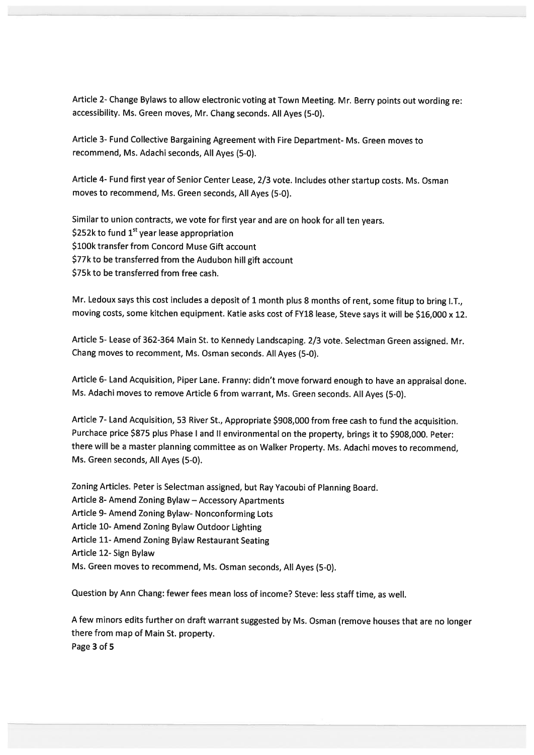Article 2- Change Bylaws to allow electronic voting at Town Meeting. Mr. Berry points out wording re: accessibility. Ms. Green moves, Mr. Chang seconds. All Ayes (5-0).

Article 3- Fund Collective Bargaining Agreement with Fire Department- Ms. Green moves to recommend, Ms. Adachi seconds, All Ayes (5-0).

Article 4- Fund first year of Senior Center Lease, 2/3 vote. Includes other startup costs. Ms. Osman moves to recommend, Ms. Green seconds, All Ayes (5-0).

Similar to union contracts, we vote for first year and are on hook for all ten years.
$252k to fund 1st year lease appropriation
$100k transfer from Concord Muse Gift account
$77k to be transferred from the Audubon hill gift account
$75k to be transferred from free cash.

Mr. Ledoux says this cost includes a deposit of 1 month plus 8 months of rent, some fitup to bring I.T., moving costs, some kitchen equipment. Katie asks cost of FY18 lease, Steve says it will be $16,000 x 12.

Article 5- Lease of 362-364 Main St. to Kennedy Landscaping. 2/3 vote. Selectman Green assigned. Mr. Chang moves to recomment, Ms. Osman seconds. All Ayes (5-0).

Article 6- Land Acquisition, Piper Lane. Franny: didn't move forward enough to have an appraisal done. Ms. Adachi moves to remove Article 6 from warrant, Ms. Green seconds. All Ayes (5-0).

Article 7- Land Acquisition, 53 River St., Appropriate $908,000 from free cash to fund the acquisition. Purchace price $875 plus Phase I and II environmental on the property, brings it to $908,000. Peter: there will be a master planning committee as on Walker Property. Ms. Adachi moves to recommend, Ms. Green seconds, All Ayes (5-0).

Zoning Articles. Peter is Selectman assigned, but Ray Yacoubi of Planning Board.
Article 8- Amend Zoning Bylaw – Accessory Apartments
Article 9- Amend Zoning Bylaw- Nonconforming Lots
Article 10- Amend Zoning Bylaw Outdoor Lighting
Article 11- Amend Zoning Bylaw Restaurant Seating
Article 12- Sign Bylaw
Ms. Green moves to recommend, Ms. Osman seconds, All Ayes (5-0).

Question by Ann Chang: fewer fees mean loss of income? Steve: less staff time, as well.

A few minors edits further on draft warrant suggested by Ms. Osman (remove houses that are no longer there from map of Main St. property.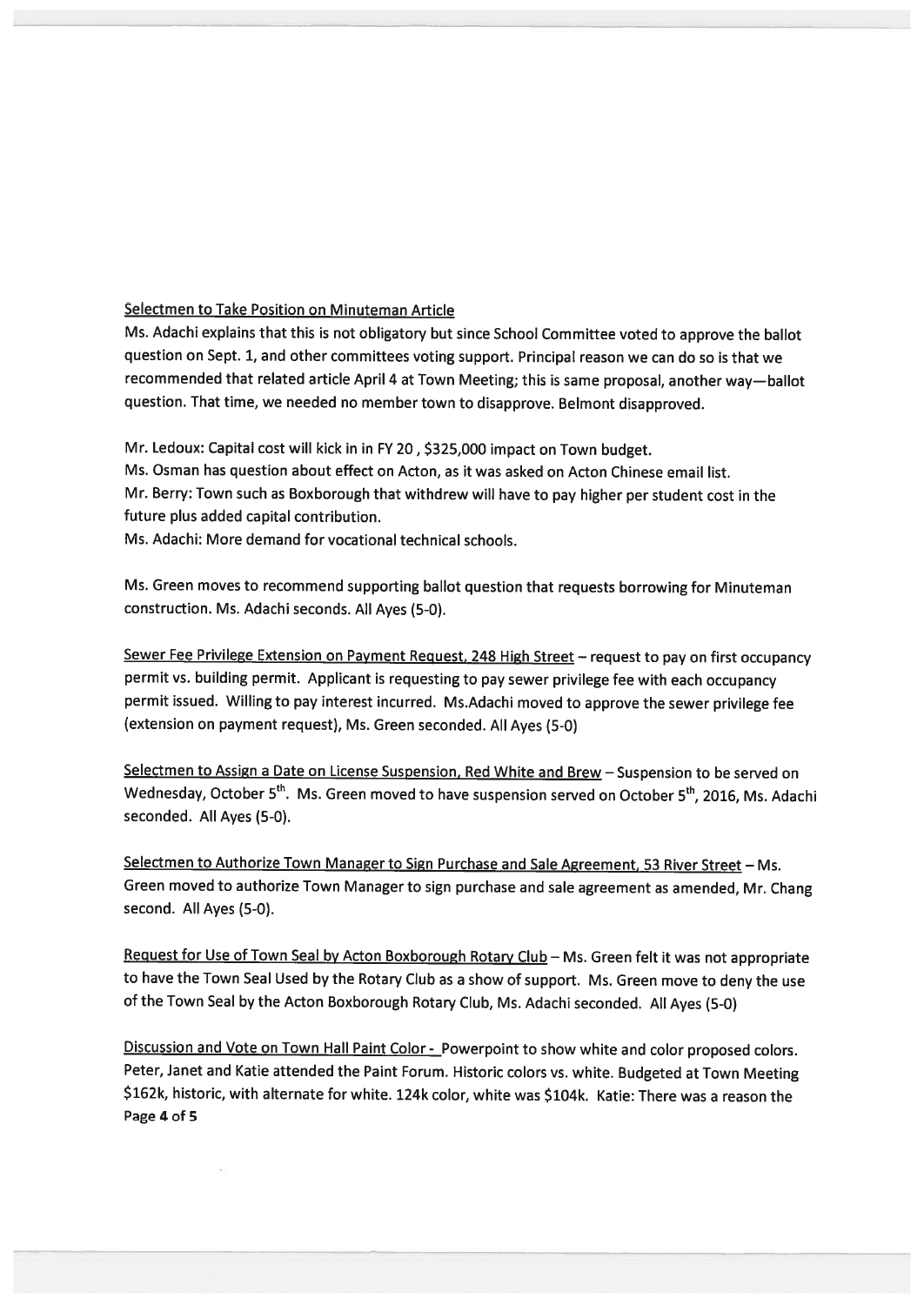<u>Selectmen to Take Position on Minuteman Article</u>

Ms. Adachi explains that this is not obligatory but since School Committee voted to approve the ballot question on Sept. 1, and other committees voting support. Principal reason we can do so is that we recommended that related article April 4 at Town Meeting; this is same proposal, another way—ballot question. That time, we needed no member town to disapprove. Belmont disapproved.

Mr. Ledoux: Capital cost will kick in in FY 20 , $325,000 impact on Town budget.
Ms. Osman has question about effect on Acton, as it was asked on Acton Chinese email list.
Mr. Berry: Town such as Boxborough that withdrew will have to pay higher per student cost in the future plus added capital contribution.
Ms. Adachi: More demand for vocational technical schools.

Ms. Green moves to recommend supporting ballot question that requests borrowing for Minuteman construction. Ms. Adachi seconds. All Ayes (5-0).

<u>Sewer Fee Privilege Extension on Payment Request, 248 High Street</u> – request to pay on first occupancy permit vs. building permit. Applicant is requesting to pay sewer privilege fee with each occupancy permit issued. Willing to pay interest incurred. Ms.Adachi moved to approve the sewer privilege fee (extension on payment request), Ms. Green seconded. All Ayes (5-0)

<u>Selectmen to Assign a Date on License Suspension, Red White and Brew</u> – Suspension to be served on Wednesday, October 5th. Ms. Green moved to have suspension served on October 5th, 2016, Ms. Adachi seconded. All Ayes (5-0).

<u>Selectmen to Authorize Town Manager to Sign Purchase and Sale Agreement, 53 River Street</u> – Ms. Green moved to authorize Town Manager to sign purchase and sale agreement as amended, Mr. Chang second. All Ayes (5-0).

<u>Request for Use of Town Seal by Acton Boxborough Rotary Club</u> – Ms. Green felt it was not appropriate to have the Town Seal Used by the Rotary Club as a show of support. Ms. Green move to deny the use of the Town Seal by the Acton Boxborough Rotary Club, Ms. Adachi seconded. All Ayes (5-0)

<u>Discussion and Vote on Town Hall Paint Color -</u> Powerpoint to show white and color proposed colors. Peter, Janet and Katie attended the Paint Forum. Historic colors vs. white. Budgeted at Town Meeting $162k, historic, with alternate for white. 124k color, white was $104k. Katie: There was a reason the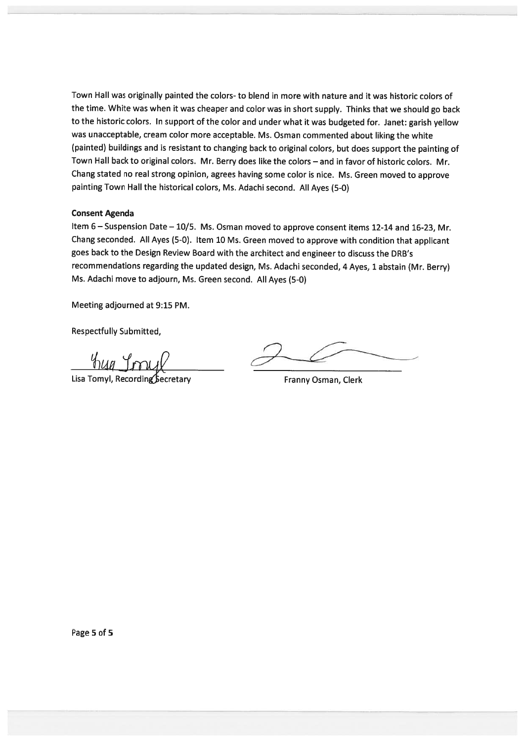Town Hall was originally painted the colors- to blend in more with nature and it was historic colors of the time. White was when it was cheaper and color was in short supply. Thinks that we should go back to the historic colors. In support of the color and under what it was budgeted for. Janet: garish yellow was unacceptable, cream color more acceptable. Ms. Osman commented about liking the white (painted) buildings and is resistant to changing back to original colors, but does support the painting of Town Hall back to original colors. Mr. Berry does like the colors – and in favor of historic colors. Mr. Chang stated no real strong opinion, agrees having some color is nice. Ms. Green moved to approve painting Town Hall the historical colors, Ms. Adachi second. All Ayes (5-0)

**Consent Agenda**

Item 6 – Suspension Date – 10/5. Ms. Osman moved to approve consent items 12-14 and 16-23, Mr. Chang seconded. All Ayes (5-0). Item 10 Ms. Green moved to approve with condition that applicant goes back to the Design Review Board with the architect and engineer to discuss the DRB's recommendations regarding the updated design, Ms. Adachi seconded, 4 Ayes, 1 abstain (Mr. Berry) Ms. Adachi move to adjourn, Ms. Green second. All Ayes (5-0)

Meeting adjourned at 9:15 PM.

Respectfully Submitted,

Lisa Tomyl, Recording Secretary

Franny Osman, Clerk